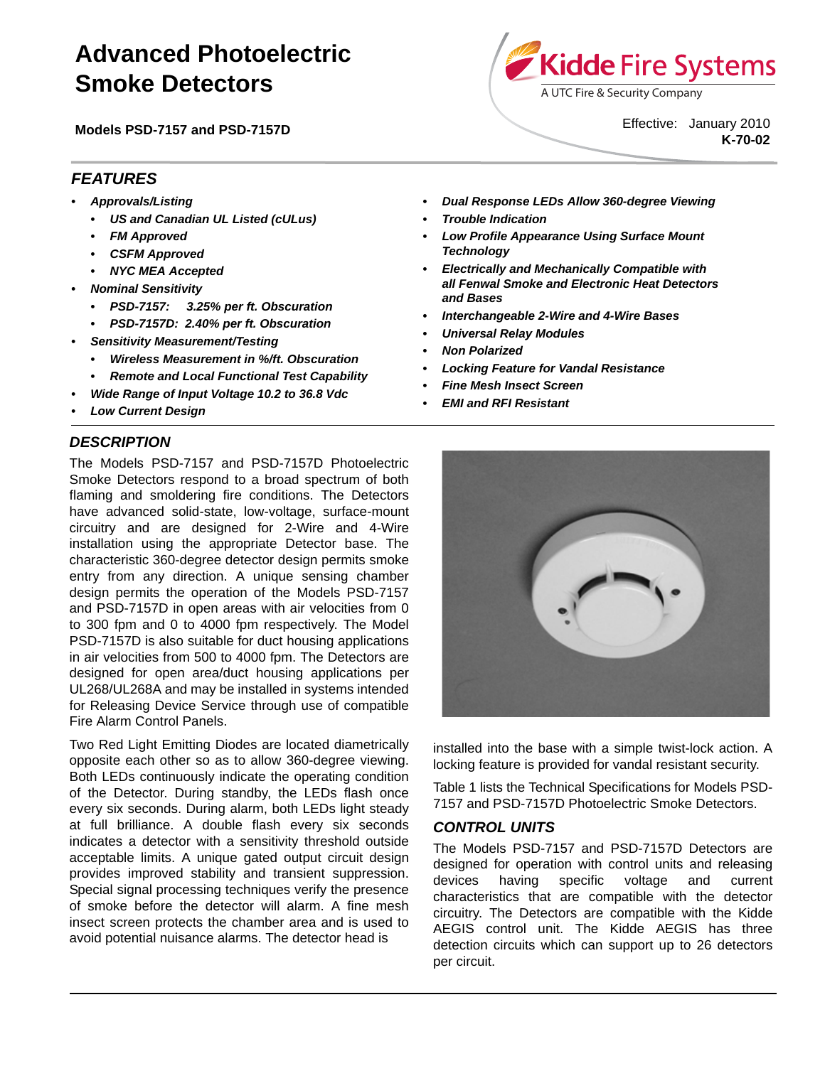# Advanced Photoelectric Smoke Detectors

**Models PSD-7157 and PSD-7157D**

Kidde Fire Systems
A UTC Fire & Security Company

Effective: January 2010
**K-70-02**

## FEATURES

- ***Approvals/Listing***
  - ***US and Canadian UL Listed (cULus)***
  - ***FM Approved***
  - ***CSFM Approved***
  - ***NYC MEA Accepted***
- ***Nominal Sensitivity***
  - ***PSD-7157: 3.25% per ft. Obscuration***
  - ***PSD-7157D: 2.40% per ft. Obscuration***
- ***Sensitivity Measurement/Testing***
  - ***Wireless Measurement in %/ft. Obscuration***
  - ***Remote and Local Functional Test Capability***
- ***Wide Range of Input Voltage 10.2 to 36.8 Vdc***
- ***Low Current Design***
- ***Dual Response LEDs Allow 360-degree Viewing***
- ***Trouble Indication***
- ***Low Profile Appearance Using Surface Mount Technology***
- ***Electrically and Mechanically Compatible with all Fenwal Smoke and Electronic Heat Detectors and Bases***
- ***Interchangeable 2-Wire and 4-Wire Bases***
- ***Universal Relay Modules***
- ***Non Polarized***
- ***Locking Feature for Vandal Resistance***
- ***Fine Mesh Insect Screen***
- ***EMI and RFI Resistant***

## DESCRIPTION

The Models PSD-7157 and PSD-7157D Photoelectric Smoke Detectors respond to a broad spectrum of both flaming and smoldering fire conditions. The Detectors have advanced solid-state, low-voltage, surface-mount circuitry and are designed for 2-Wire and 4-Wire installation using the appropriate Detector base. The characteristic 360-degree detector design permits smoke entry from any direction. A unique sensing chamber design permits the operation of the Models PSD-7157 and PSD-7157D in open areas with air velocities from 0 to 300 fpm and 0 to 4000 fpm respectively. The Model PSD-7157D is also suitable for duct housing applications in air velocities from 500 to 4000 fpm. The Detectors are designed for open area/duct housing applications per UL268/UL268A and may be installed in systems intended for Releasing Device Service through use of compatible Fire Alarm Control Panels.

Two Red Light Emitting Diodes are located diametrically opposite each other so as to allow 360-degree viewing. Both LEDs continuously indicate the operating condition of the Detector. During standby, the LEDs flash once every six seconds. During alarm, both LEDs light steady at full brilliance. A double flash every six seconds indicates a detector with a sensitivity threshold outside acceptable limits. A unique gated output circuit design provides improved stability and transient suppression. Special signal processing techniques verify the presence of smoke before the detector will alarm. A fine mesh insect screen protects the chamber area and is used to avoid potential nuisance alarms. The detector head is installed into the base with a simple twist-lock action. A locking feature is provided for vandal resistant security.

Table 1 lists the Technical Specifications for Models PSD-7157 and PSD-7157D Photoelectric Smoke Detectors.

## CONTROL UNITS

The Models PSD-7157 and PSD-7157D Detectors are designed for operation with control units and releasing devices having specific voltage and current characteristics that are compatible with the detector circuitry. The Detectors are compatible with the Kidde AEGIS control unit. The Kidde AEGIS has three detection circuits which can support up to 26 detectors per circuit.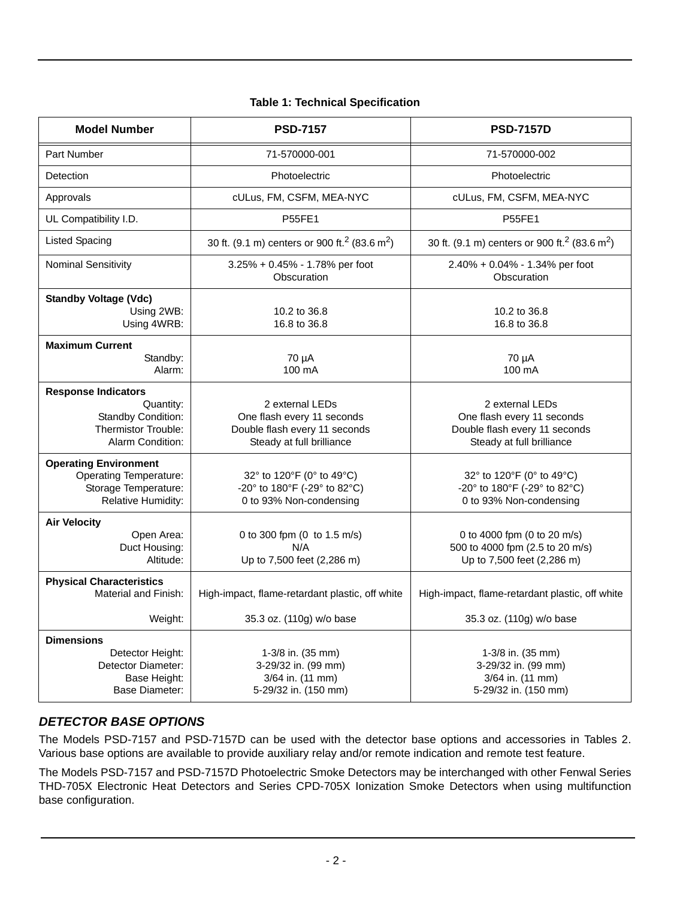**Table 1: Technical Specification**

| Model Number | PSD-7157 | PSD-7157D |
|---|---|---|
| Part Number | 71-570000-001 | 71-570000-002 |
| Detection | Photoelectric | Photoelectric |
| Approvals | cULus, FM, CSFM, MEA-NYC | cULus, FM, CSFM, MEA-NYC |
| UL Compatibility I.D. | P55FE1 | P55FE1 |
| Listed Spacing | 30 ft. (9.1 m) centers or 900 ft.$^2$ (83.6 m$^2$) | 30 ft. (9.1 m) centers or 900 ft.$^2$ (83.6 m$^2$) |
| Nominal Sensitivity | 3.25% + 0.45% - 1.78% per foot Obscuration | 2.40% + 0.04% - 1.34% per foot Obscuration |
| **Standby Voltage (Vdc)** | | |
| Using 2WB: | 10.2 to 36.8 | 10.2 to 36.8 |
| Using 4WRB: | 16.8 to 36.8 | 16.8 to 36.8 |
| **Maximum Current** | | |
| Standby: | 70 µA | 70 µA |
| Alarm: | 100 mA | 100 mA |
| **Response Indicators** | | |
| Quantity: | 2 external LEDs | 2 external LEDs |
| Standby Condition: | One flash every 11 seconds | One flash every 11 seconds |
| Thermistor Trouble: | Double flash every 11 seconds | Double flash every 11 seconds |
| Alarm Condition: | Steady at full brilliance | Steady at full brilliance |
| **Operating Environment** | | |
| Operating Temperature: | 32° to 120°F (0° to 49°C) | 32° to 120°F (0° to 49°C) |
| Storage Temperature: | -20° to 180°F (-29° to 82°C) | -20° to 180°F (-29° to 82°C) |
| Relative Humidity: | 0 to 93% Non-condensing | 0 to 93% Non-condensing |
| **Air Velocity** | | |
| Open Area: | 0 to 300 fpm (0 to 1.5 m/s) | 0 to 4000 fpm (0 to 20 m/s) |
| Duct Housing: | N/A | 500 to 4000 fpm (2.5 to 20 m/s) |
| Altitude: | Up to 7,500 feet (2,286 m) | Up to 7,500 feet (2,286 m) |
| **Physical Characteristics** | | |
| Material and Finish: | High-impact, flame-retardant plastic, off white | High-impact, flame-retardant plastic, off white |
| Weight: | 35.3 oz. (110g) w/o base | 35.3 oz. (110g) w/o base |
| **Dimensions** | | |
| Detector Height: | 1-3/8 in. (35 mm) | 1-3/8 in. (35 mm) |
| Detector Diameter: | 3-29/32 in. (99 mm) | 3-29/32 in. (99 mm) |
| Base Height: | 3/64 in. (11 mm) | 3/64 in. (11 mm) |
| Base Diameter: | 5-29/32 in. (150 mm) | 5-29/32 in. (150 mm) |

## *DETECTOR BASE OPTIONS*

The Models PSD-7157 and PSD-7157D can be used with the detector base options and accessories in Tables 2. Various base options are available to provide auxiliary relay and/or remote indication and remote test feature.

The Models PSD-7157 and PSD-7157D Photoelectric Smoke Detectors may be interchanged with other Fenwal Series THD-705X Electronic Heat Detectors and Series CPD-705X Ionization Smoke Detectors when using multifunction base configuration.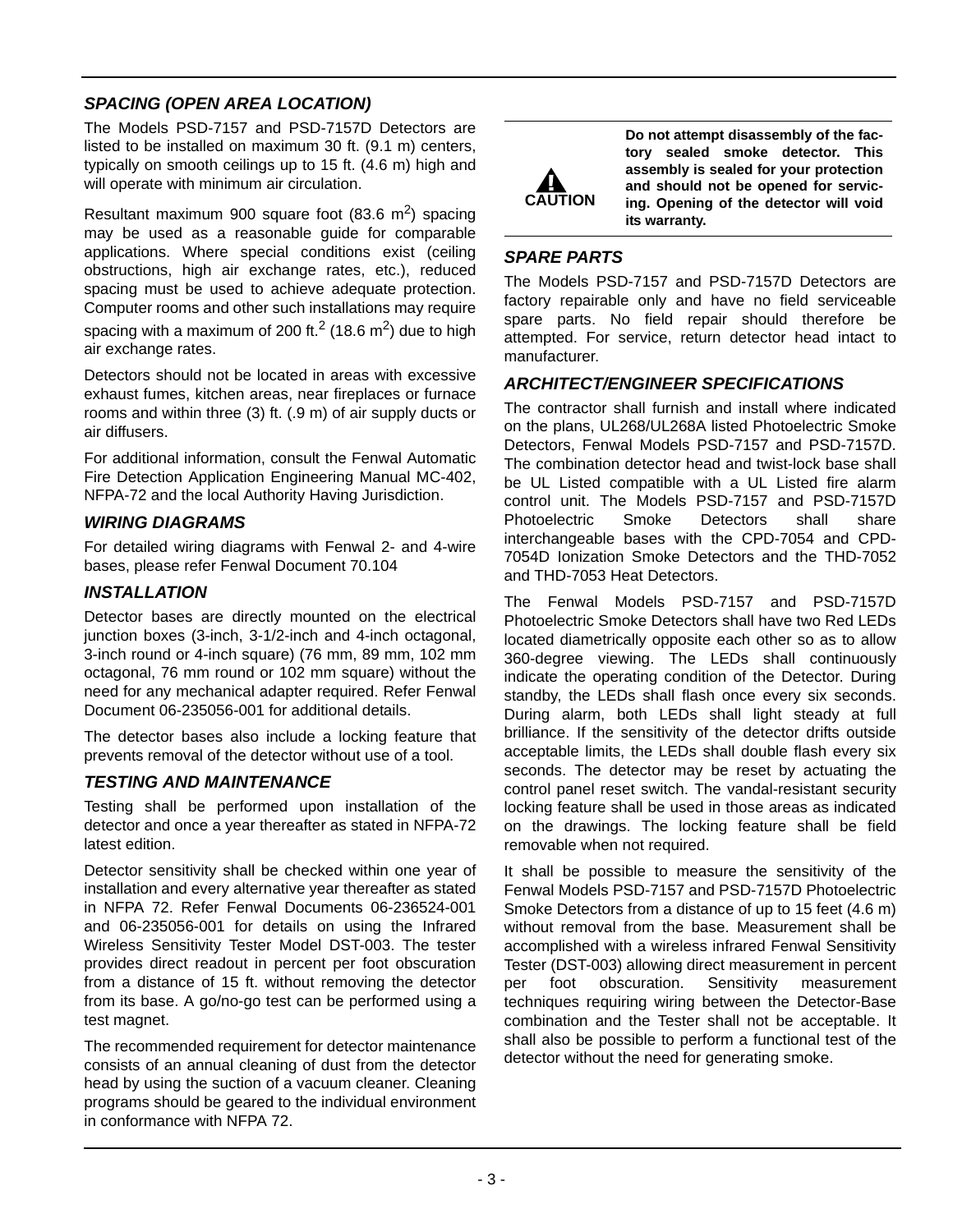## *SPACING (OPEN AREA LOCATION)*

The Models PSD-7157 and PSD-7157D Detectors are listed to be installed on maximum 30 ft. (9.1 m) centers, typically on smooth ceilings up to 15 ft. (4.6 m) high and will operate with minimum air circulation.

Resultant maximum 900 square foot (83.6 m$^2$) spacing may be used as a reasonable guide for comparable applications. Where special conditions exist (ceiling obstructions, high air exchange rates, etc.), reduced spacing must be used to achieve adequate protection. Computer rooms and other such installations may require spacing with a maximum of 200 ft.$^2$ (18.6 m$^2$) due to high air exchange rates.

Detectors should not be located in areas with excessive exhaust fumes, kitchen areas, near fireplaces or furnace rooms and within three (3) ft. (.9 m) of air supply ducts or air diffusers.

For additional information, consult the Fenwal Automatic Fire Detection Application Engineering Manual MC-402, NFPA-72 and the local Authority Having Jurisdiction.

## *WIRING DIAGRAMS*

For detailed wiring diagrams with Fenwal 2- and 4-wire bases, please refer Fenwal Document 70.104

## *INSTALLATION*

Detector bases are directly mounted on the electrical junction boxes (3-inch, 3-1/2-inch and 4-inch octagonal, 3-inch round or 4-inch square) (76 mm, 89 mm, 102 mm octagonal, 76 mm round or 102 mm square) without the need for any mechanical adapter required. Refer Fenwal Document 06-235056-001 for additional details.

The detector bases also include a locking feature that prevents removal of the detector without use of a tool.

## *TESTING AND MAINTENANCE*

Testing shall be performed upon installation of the detector and once a year thereafter as stated in NFPA-72 latest edition.

Detector sensitivity shall be checked within one year of installation and every alternative year thereafter as stated in NFPA 72. Refer Fenwal Documents 06-236524-001 and 06-235056-001 for details on using the Infrared Wireless Sensitivity Tester Model DST-003. The tester provides direct readout in percent per foot obscuration from a distance of 15 ft. without removing the detector from its base. A go/no-go test can be performed using a test magnet.

The recommended requirement for detector maintenance consists of an annual cleaning of dust from the detector head by using the suction of a vacuum cleaner. Cleaning programs should be geared to the individual environment in conformance with NFPA 72.

**CAUTION**

**Do not attempt disassembly of the factory sealed smoke detector. This assembly is sealed for your protection and should not be opened for servicing. Opening of the detector will void its warranty.**

## *SPARE PARTS*

The Models PSD-7157 and PSD-7157D Detectors are factory repairable only and have no field serviceable spare parts. No field repair should therefore be attempted. For service, return detector head intact to manufacturer.

## *ARCHITECT/ENGINEER SPECIFICATIONS*

The contractor shall furnish and install where indicated on the plans, UL268/UL268A listed Photoelectric Smoke Detectors, Fenwal Models PSD-7157 and PSD-7157D. The combination detector head and twist-lock base shall be UL Listed compatible with a UL Listed fire alarm control unit. The Models PSD-7157 and PSD-7157D Photoelectric Smoke Detectors shall share interchangeable bases with the CPD-7054 and CPD-7054D Ionization Smoke Detectors and the THD-7052 and THD-7053 Heat Detectors.

The Fenwal Models PSD-7157 and PSD-7157D Photoelectric Smoke Detectors shall have two Red LEDs located diametrically opposite each other so as to allow 360-degree viewing. The LEDs shall continuously indicate the operating condition of the Detector. During standby, the LEDs shall flash once every six seconds. During alarm, both LEDs shall light steady at full brilliance. If the sensitivity of the detector drifts outside acceptable limits, the LEDs shall double flash every six seconds. The detector may be reset by actuating the control panel reset switch. The vandal-resistant security locking feature shall be used in those areas as indicated on the drawings. The locking feature shall be field removable when not required.

It shall be possible to measure the sensitivity of the Fenwal Models PSD-7157 and PSD-7157D Photoelectric Smoke Detectors from a distance of up to 15 feet (4.6 m) without removal from the base. Measurement shall be accomplished with a wireless infrared Fenwal Sensitivity Tester (DST-003) allowing direct measurement in percent per foot obscuration. Sensitivity measurement techniques requiring wiring between the Detector-Base combination and the Tester shall not be acceptable. It shall also be possible to perform a functional test of the detector without the need for generating smoke.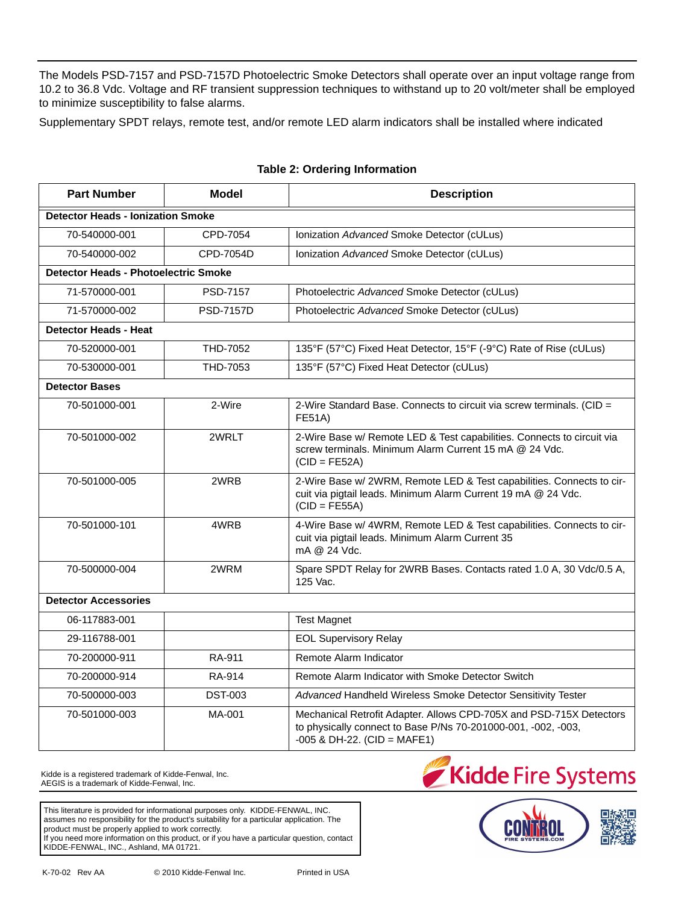The Models PSD-7157 and PSD-7157D Photoelectric Smoke Detectors shall operate over an input voltage range from 10.2 to 36.8 Vdc. Voltage and RF transient suppression techniques to withstand up to 20 volt/meter shall be employed to minimize susceptibility to false alarms.

Supplementary SPDT relays, remote test, and/or remote LED alarm indicators shall be installed where indicated

**Table 2: Ordering Information**

| Part Number | Model | Description |
|---|---|---|
| **Detector Heads - Ionization Smoke** | | |
| 70-540000-001 | CPD-7054 | Ionization *Advanced* Smoke Detector (cULus) |
| 70-540000-002 | CPD-7054D | Ionization *Advanced* Smoke Detector (cULus) |
| **Detector Heads - Photoelectric Smoke** | | |
| 71-570000-001 | PSD-7157 | Photoelectric *Advanced* Smoke Detector (cULus) |
| 71-570000-002 | PSD-7157D | Photoelectric *Advanced* Smoke Detector (cULus) |
| **Detector Heads - Heat** | | |
| 70-520000-001 | THD-7052 | 135°F (57°C) Fixed Heat Detector, 15°F (-9°C) Rate of Rise (cULus) |
| 70-530000-001 | THD-7053 | 135°F (57°C) Fixed Heat Detector (cULus) |
| **Detector Bases** | | |
| 70-501000-001 | 2-Wire | 2-Wire Standard Base. Connects to circuit via screw terminals. (CID = FE51A) |
| 70-501000-002 | 2WRLT | 2-Wire Base w/ Remote LED & Test capabilities. Connects to circuit via screw terminals. Minimum Alarm Current 15 mA @ 24 Vdc. (CID = FE52A) |
| 70-501000-005 | 2WRB | 2-Wire Base w/ 2WRM, Remote LED & Test capabilities. Connects to circuit via pigtail leads. Minimum Alarm Current 19 mA @ 24 Vdc. (CID = FE55A) |
| 70-501000-101 | 4WRB | 4-Wire Base w/ 4WRM, Remote LED & Test capabilities. Connects to circuit via pigtail leads. Minimum Alarm Current 35 mA @ 24 Vdc. |
| 70-500000-004 | 2WRM | Spare SPDT Relay for 2WRB Bases. Contacts rated 1.0 A, 30 Vdc/0.5 A, 125 Vac. |
| **Detector Accessories** | | |
| 06-117883-001 | | Test Magnet |
| 29-116788-001 | | EOL Supervisory Relay |
| 70-200000-911 | RA-911 | Remote Alarm Indicator |
| 70-200000-914 | RA-914 | Remote Alarm Indicator with Smoke Detector Switch |
| 70-500000-003 | DST-003 | *Advanced* Handheld Wireless Smoke Detector Sensitivity Tester |
| 70-501000-003 | MA-001 | Mechanical Retrofit Adapter. Allows CPD-705X and PSD-715X Detectors to physically connect to Base P/Ns 70-201000-001, -002, -003, -005 & DH-22. (CID = MAFE1) |

Kidde is a registered trademark of Kidde-Fenwal, Inc.
AEGIS is a trademark of Kidde-Fenwal, Inc.

Kidde Fire Systems

This literature is provided for informational purposes only. KIDDE-FENWAL, INC. assumes no responsibility for the product's suitability for a particular application. The product must be properly applied to work correctly.
If you need more information on this product, or if you have a particular question, contact KIDDE-FENWAL, INC., Ashland, MA 01721.

K-70-02 Rev AA © 2010 Kidde-Fenwal Inc. Printed in USA